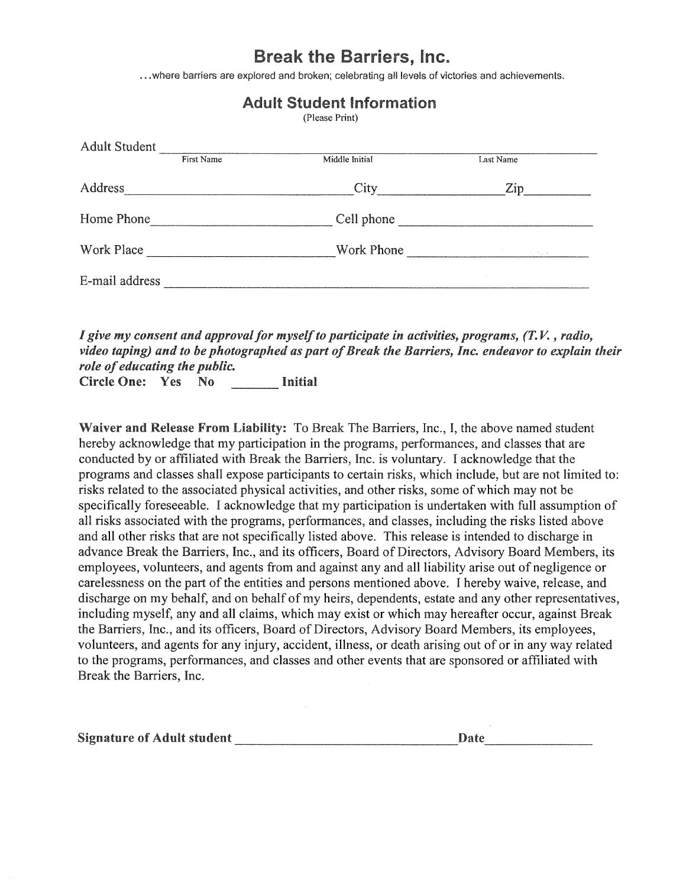# Break the Barriers, Inc.

...where barriers are explored and broken; celebrating all levels of victories and achievements.

## Adult Student Information

(Please Print)

Adult Student ______________________________________________
First Name Middle Initial Last Name

Address ______________________ City ______________ Zip ________

Home Phone ______________________ Cell phone ______________________

Work Place ______________________ Work Phone ______________________

E-mail address ______________________________________________

***I give my consent and approval for myself to participate in activities, programs, (T.V., radio, video taping) and to be photographed as part of Break the Barriers, Inc. endeavor to explain their role of educating the public.***

**Circle One: Yes No _______ Initial**

**Waiver and Release From Liability:** To Break The Barriers, Inc., I, the above named student hereby acknowledge that my participation in the programs, performances, and classes that are conducted by or affiliated with Break the Barriers, Inc. is voluntary. I acknowledge that the programs and classes shall expose participants to certain risks, which include, but are not limited to: risks related to the associated physical activities, and other risks, some of which may not be specifically foreseeable. I acknowledge that my participation is undertaken with full assumption of all risks associated with the programs, performances, and classes, including the risks listed above and all other risks that are not specifically listed above. This release is intended to discharge in advance Break the Barriers, Inc., and its officers, Board of Directors, Advisory Board Members, its employees, volunteers, and agents from and against any and all liability arise out of negligence or carelessness on the part of the entities and persons mentioned above. I hereby waive, release, and discharge on my behalf, and on behalf of my heirs, dependents, estate and any other representatives, including myself, any and all claims, which may exist or which may hereafter occur, against Break the Barriers, Inc., and its officers, Board of Directors, Advisory Board Members, its employees, volunteers, and agents for any injury, accident, illness, or death arising out of or in any way related to the programs, performances, and classes and other events that are sponsored or affiliated with Break the Barriers, Inc.

**Signature of Adult student** ______________________________ **Date** ______________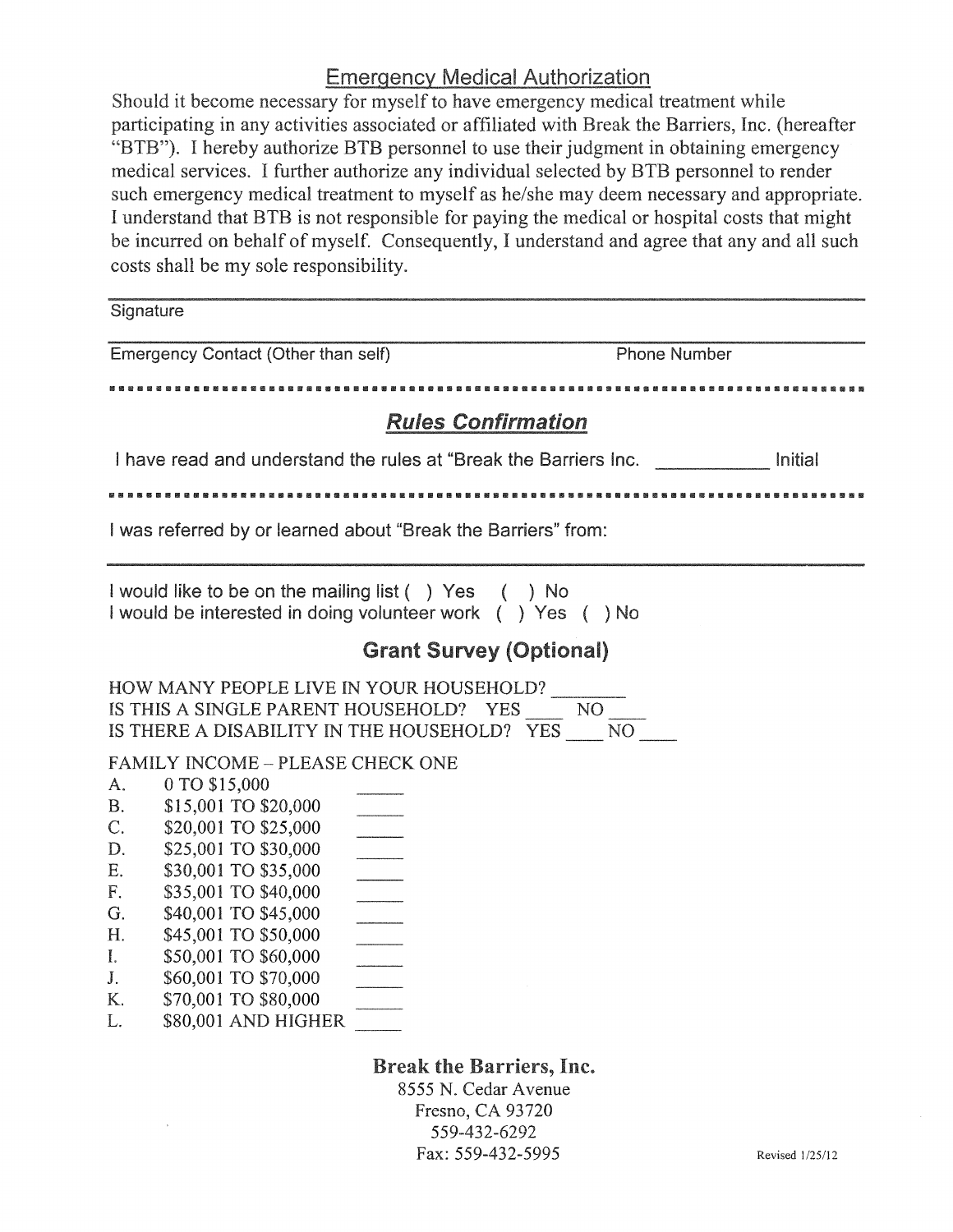## Emergency Medical Authorization

Should it become necessary for myself to have emergency medical treatment while participating in any activities associated or affiliated with Break the Barriers, Inc. (hereafter "BTB"). I hereby authorize BTB personnel to use their judgment in obtaining emergency medical services. I further authorize any individual selected by BTB personnel to render such emergency medical treatment to myself as he/she may deem necessary and appropriate. I understand that BTB is not responsible for paying the medical or hospital costs that might be incurred on behalf of myself. Consequently, I understand and agree that any and all such costs shall be my sole responsibility.

______________________________________________
Signature

______________________________________________
Emergency Contact (Other than self) Phone Number

---

## ***Rules Confirmation***

I have read and understand the rules at "Break the Barriers Inc. __________ Initial

---

I was referred by or learned about "Break the Barriers" from:

______________________________________________

I would like to be on the mailing list ( ) Yes ( ) No
I would be interested in doing volunteer work ( ) Yes ( ) No

## Grant Survey (Optional)

HOW MANY PEOPLE LIVE IN YOUR HOUSEHOLD? _______
IS THIS A SINGLE PARENT HOUSEHOLD? YES ____ NO ____
IS THERE A DISABILITY IN THE HOUSEHOLD? YES ____ NO ____

FAMILY INCOME – PLEASE CHECK ONE

A. 0 TO $15,000 _____
B. $15,001 TO $20,000 _____
C. $20,001 TO $25,000 _____
D. $25,001 TO $30,000 _____
E. $30,001 TO $35,000 _____
F. $35,001 TO $40,000 _____
G. $40,001 TO $45,000 _____
H. $45,001 TO $50,000 _____
I. $50,001 TO $60,000 _____
J. $60,001 TO $70,000 _____
K. $70,001 TO $80,000 _____
L. $80,001 AND HIGHER _____

**Break the Barriers, Inc.**
8555 N. Cedar Avenue
Fresno, CA 93720
559-432-6292
Fax: 559-432-5995

Revised 1/25/12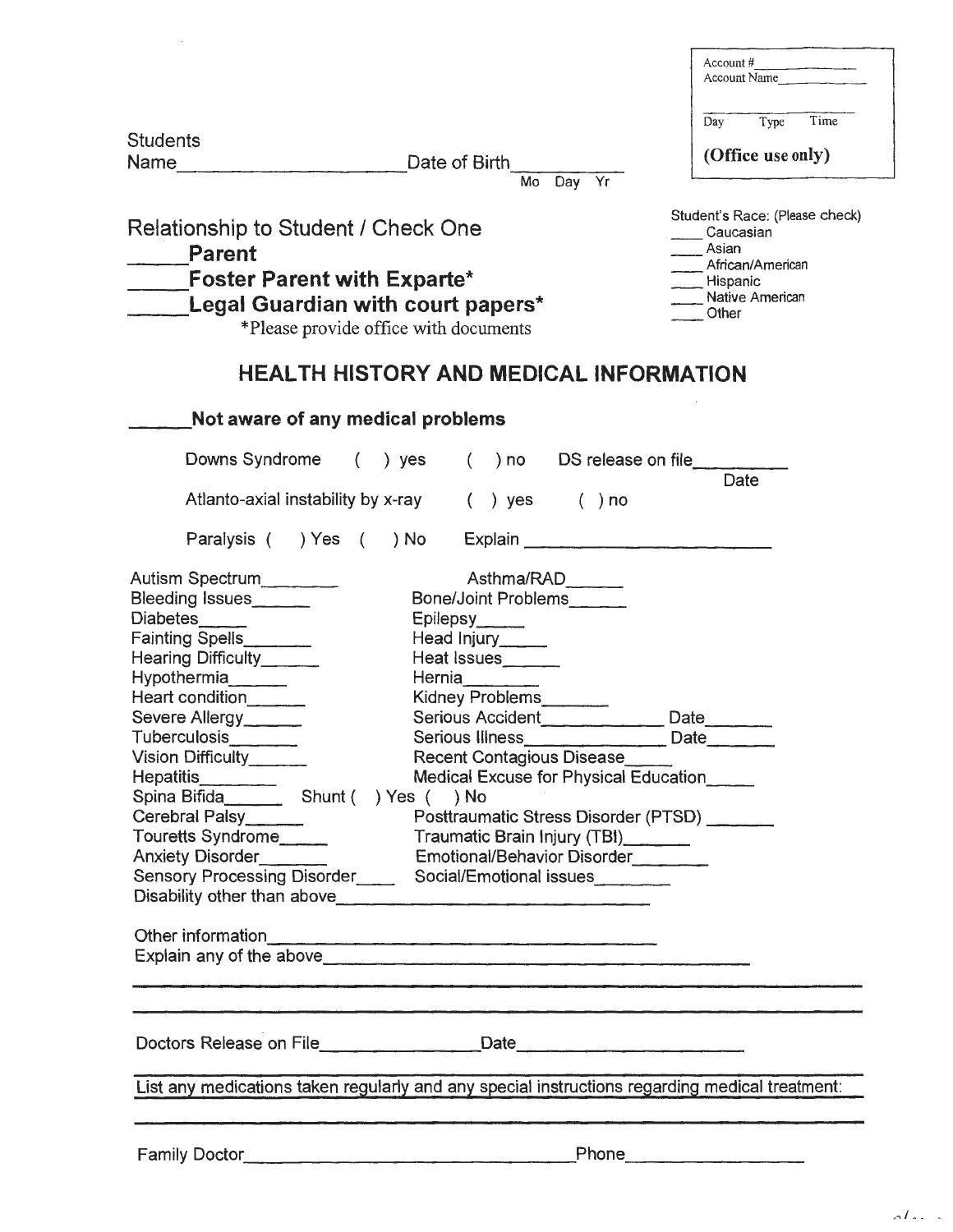| |
|---|
| Account # ____________ |
| Account Name ____________ |
| Day Type Time |
| **(Office use only)** |

Students
Name ______________________ Date of Birth ____________
Mo Day Yr

Student's Race: (Please check)
____ Caucasian
____ Asian
____ African/American
____ Hispanic
____ Native American
____ Other

Relationship to Student / Check One

_____ **Parent**
_____ **Foster Parent with Exparte***
_____ **Legal Guardian with court papers***

*Please provide office with documents

## HEALTH HISTORY AND MEDICAL INFORMATION

_____ **Not aware of any medical problems**

Downs Syndrome ( ) yes ( ) no DS release on file__________
Date

Atlanto-axial instability by x-ray ( ) yes ( ) no

Paralysis ( ) Yes ( ) No Explain ______________________

Autism Spectrum________
Asthma/RAD______
Bleeding Issues______
Bone/Joint Problems______
Diabetes_____
Epilepsy_____
Fainting Spells_______
Head Injury_____
Hearing Difficulty______
Heat Issues______
Hypothermia______
Hernia________
Heart condition______
Kidney Problems_______
Severe Allergy______
Serious Accident_____________ Date_______
Tuberculosis_______
Serious Illness_______________ Date_______
Vision Difficulty______
Recent Contagious Disease_____
Hepatitis________
Medical Excuse for Physical Education_____
Spina Bifida______ Shunt ( ) Yes ( ) No
Cerebral Palsy______
Posttraumatic Stress Disorder (PTSD) _______
Touretts Syndrome_____
Traumatic Brain Injury (TBI)_______
Anxiety Disorder_______
Emotional/Behavior Disorder________
Sensory Processing Disorder____
Social/Emotional issues________
Disability other than above______________________________

Other information______________________________
Explain any of the above______________________________

______________________________________________________

______________________________________________________

Doctors Release on File________________Date______________________

______________________________________________________

List any medications taken regularly and any special instructions regarding medical treatment:

______________________________________________________

Family Doctor________________________________Phone_________________